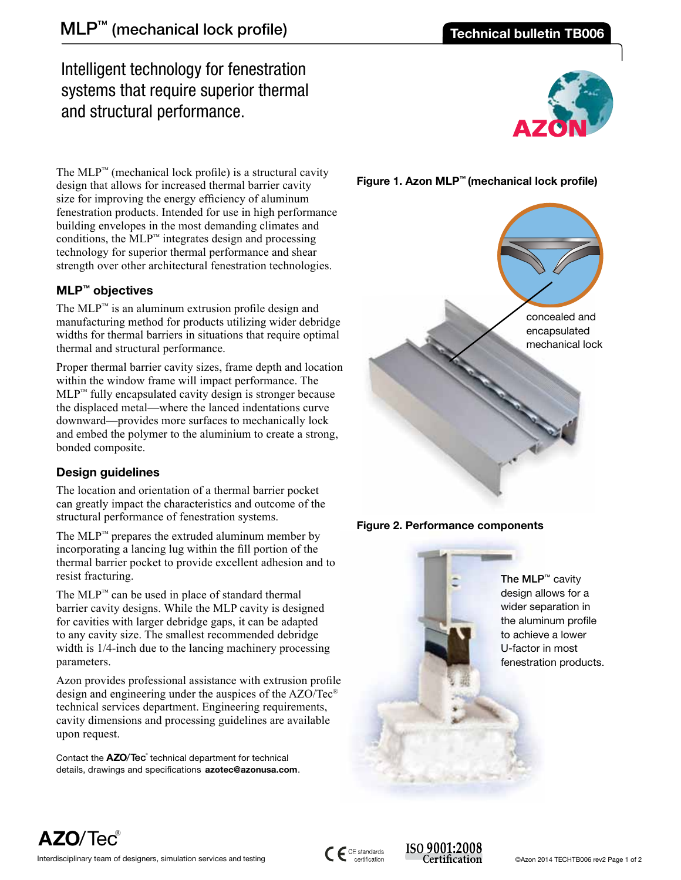# MLP™ (mechanical lock profile)

Technical bulletin TB006

## Intelligent technology for fenestration systems that require superior thermal and structural performance.

The MLP™ (mechanical lock profile) is a structural cavity design that allows for increased thermal barrier cavity size for improving the energy efficiency of aluminum fenestration products. Intended for use in high performance building envelopes in the most demanding climates and conditions, the MLP™ integrates design and processing technology for superior thermal performance and shear strength over other architectural fenestration technologies.

### MLP™ objectives

The MLP™ is an aluminum extrusion profile design and manufacturing method for products utilizing wider debridge widths for thermal barriers in situations that require optimal thermal and structural performance.

Proper thermal barrier cavity sizes, frame depth and location within the window frame will impact performance. The MLP™ fully encapsulated cavity design is stronger because the displaced metal—where the lanced indentations curve downward—provides more surfaces to mechanically lock and embed the polymer to the aluminium to create a strong, bonded composite.

### Design guidelines

The location and orientation of a thermal barrier pocket can greatly impact the characteristics and outcome of the structural performance of fenestration systems.

The MLP™ prepares the extruded aluminum member by incorporating a lancing lug within the fill portion of the thermal barrier pocket to provide excellent adhesion and to resist fracturing.

The MLP™ can be used in place of standard thermal barrier cavity designs. While the MLP cavity is designed for cavities with larger debridge gaps, it can be adapted to any cavity size. The smallest recommended debridge width is 1/4-inch due to the lancing machinery processing parameters.

Azon provides professional assistance with extrusion profile design and engineering under the auspices of the AZO/Tec® technical services department. Engineering requirements, cavity dimensions and processing guidelines are available upon request.

Contact the **AZO/Tec**® technical department for technical details, drawings and specifications **azotec@azonusa.com**.

**Figure 1. Azon MLP™ (mechanical lock profile)**

concealed and encapsulated mechanical lock

**Figure 2. Performance components**

The MLP™ cavity design allows for a wider separation in the aluminum profile to achieve a lower U-factor in most fenestration products.

**AZO/Tec**®

Interdisciplinary team of designers, simulation services and testing

CE standards certification

ISO 9001:2008 Certification

©Azon 2014 TECHTB006 rev2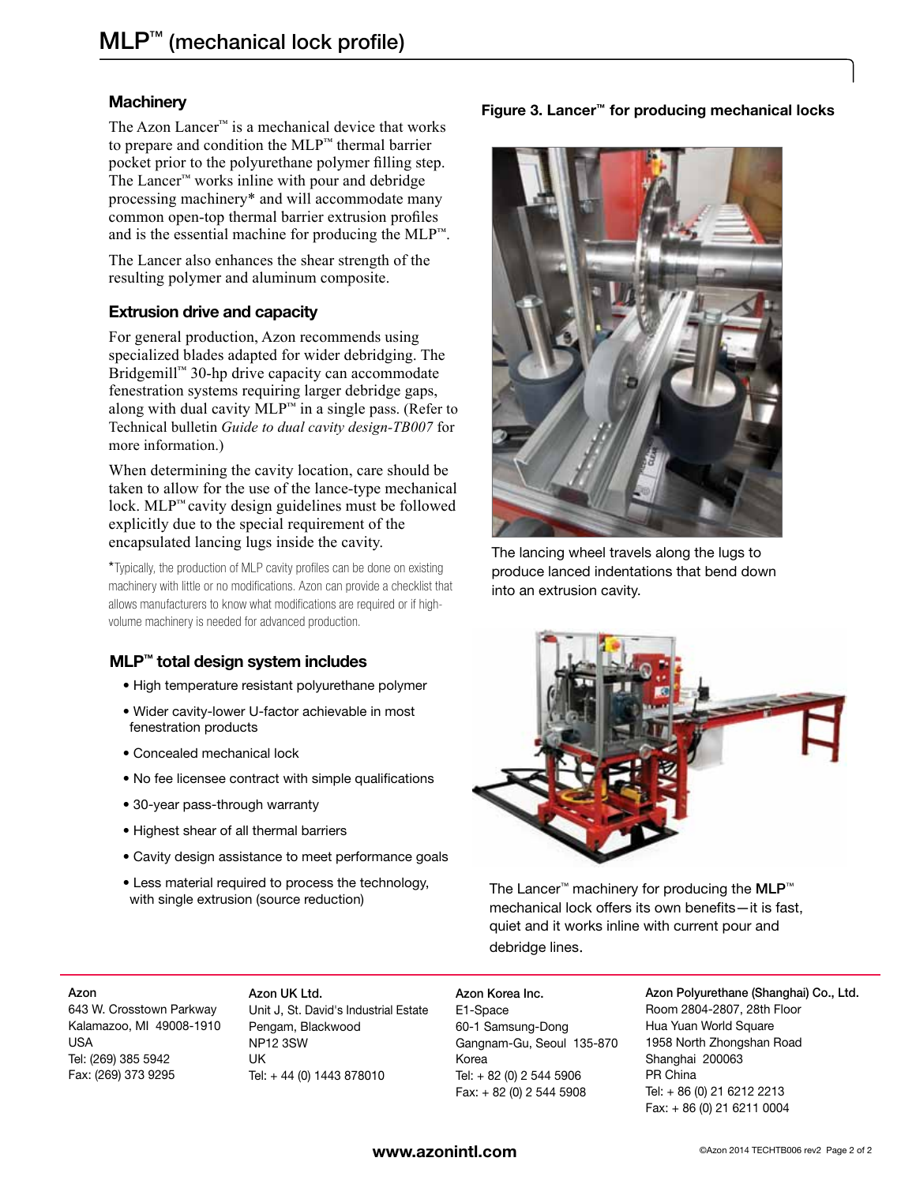# MLP™ (mechanical lock profile)

## Machinery

The Azon Lancer™ is a mechanical device that works to prepare and condition the MLP™ thermal barrier pocket prior to the polyurethane polymer filling step. The Lancer™ works inline with pour and debridge processing machinery* and will accommodate many common open-top thermal barrier extrusion profiles and is the essential machine for producing the MLP™.

The Lancer also enhances the shear strength of the resulting polymer and aluminum composite.

## Extrusion drive and capacity

For general production, Azon recommends using specialized blades adapted for wider debridging. The Bridgemill™ 30-hp drive capacity can accommodate fenestration systems requiring larger debridge gaps, along with dual cavity MLP™ in a single pass. (Refer to Technical bulletin *Guide to dual cavity design-TB007* for more information.)

When determining the cavity location, care should be taken to allow for the use of the lance-type mechanical lock. MLP™ cavity design guidelines must be followed explicitly due to the special requirement of the encapsulated lancing lugs inside the cavity.

*Typically, the production of MLP cavity profiles can be done on existing machinery with little or no modifications. Azon can provide a checklist that allows manufacturers to know what modifications are required or if high-volume machinery is needed for advanced production.

## MLP™ total design system includes

- High temperature resistant polyurethane polymer
- Wider cavity-lower U-factor achievable in most fenestration products
- Concealed mechanical lock
- No fee licensee contract with simple qualifications
- 30-year pass-through warranty
- Highest shear of all thermal barriers
- Cavity design assistance to meet performance goals
- Less material required to process the technology, with single extrusion (source reduction)

**Figure 3. Lancer™ for producing mechanical locks**

The lancing wheel travels along the lugs to produce lanced indentations that bend down into an extrusion cavity.

The Lancer™ machinery for producing the **MLP™** mechanical lock offers its own benefits—it is fast, quiet and it works inline with current pour and debridge lines.

**Azon**
643 W. Crosstown Parkway
Kalamazoo, MI 49008-1910
USA
Tel: (269) 385 5942
Fax: (269) 373 9295

**Azon UK Ltd.**
Unit J, St. David's Industrial Estate
Pengam, Blackwood
NP12 3SW
UK
Tel: + 44 (0) 1443 878010

**Azon Korea Inc.**
E1-Space
60-1 Samsung-Dong
Gangnam-Gu, Seoul 135-870
Korea
Tel: + 82 (0) 2 544 5906
Fax: + 82 (0) 2 544 5908

**Azon Polyurethane (Shanghai) Co., Ltd.**
Room 2804-2807, 28th Floor
Hua Yuan World Square
1958 North Zhongshan Road
Shanghai 200063
PR China
Tel: + 86 (0) 21 6212 2213
Fax: + 86 (0) 21 6211 0004

**www.azonintl.com**

©Azon 2014 TECHTB006 rev2